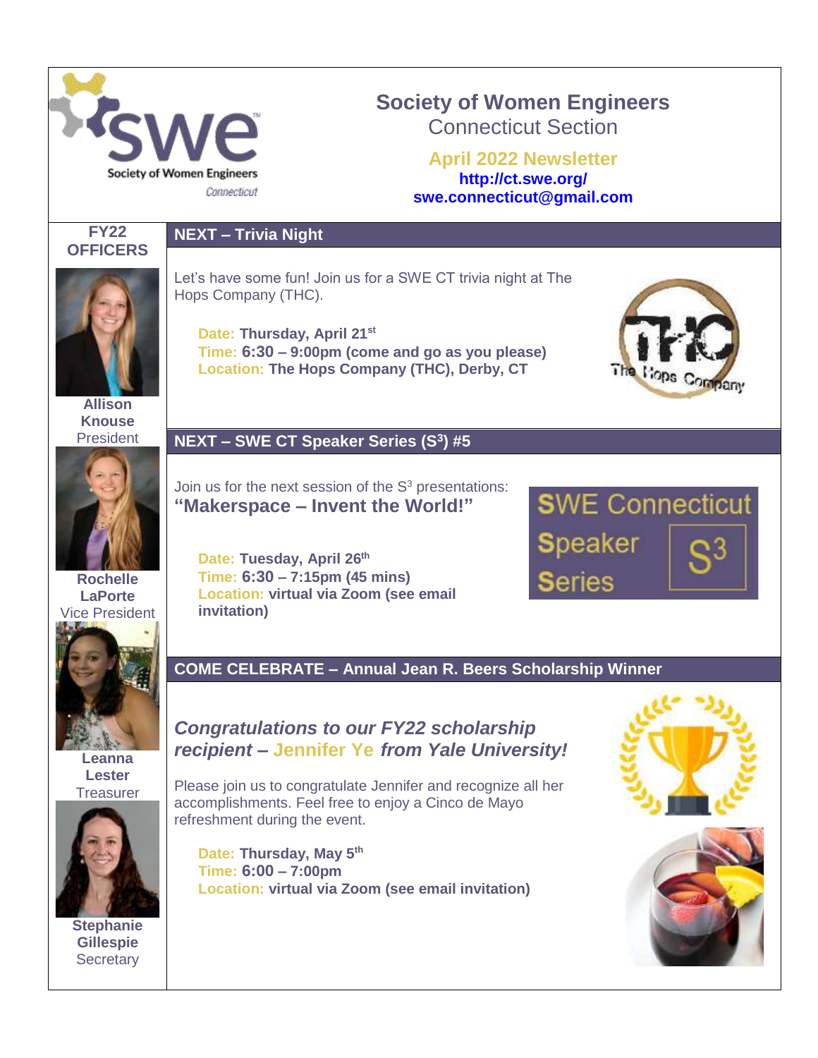# Society of Women Engineers

## Connecticut Section

**April 2022 Newsletter**

**http://ct.swe.org/**

**swe.connecticut@gmail.com**

## NEXT – Trivia Night

Let's have some fun! Join us for a SWE CT trivia night at The Hops Company (THC).

**Date: Thursday, April 21st**
**Time: 6:30 – 9:00pm (come and go as you please)**
**Location: The Hops Company (THC), Derby, CT**

## NEXT – SWE CT Speaker Series ($S^3$) #5

Join us for the next session of the $S^3$ presentations:

**"Makerspace – Invent the World!"**

**Date: Tuesday, April 26th**
**Time: 6:30 – 7:15pm (45 mins)**
**Location: virtual via Zoom (see email invitation)**

## COME CELEBRATE – Annual Jean R. Beers Scholarship Winner

***Congratulations to our FY22 scholarship recipient – Jennifer Ye from Yale University!***

Please join us to congratulate Jennifer and recognize all her accomplishments. Feel free to enjoy a Cinco de Mayo refreshment during the event.

**Date: Thursday, May 5th**
**Time: 6:00 – 7:00pm**
**Location: virtual via Zoom (see email invitation)**

## FY22 OFFICERS

**Allison Knouse**
President

**Rochelle LaPorte**
Vice President

**Leanna Lester**
Treasurer

**Stephanie Gillespie**
Secretary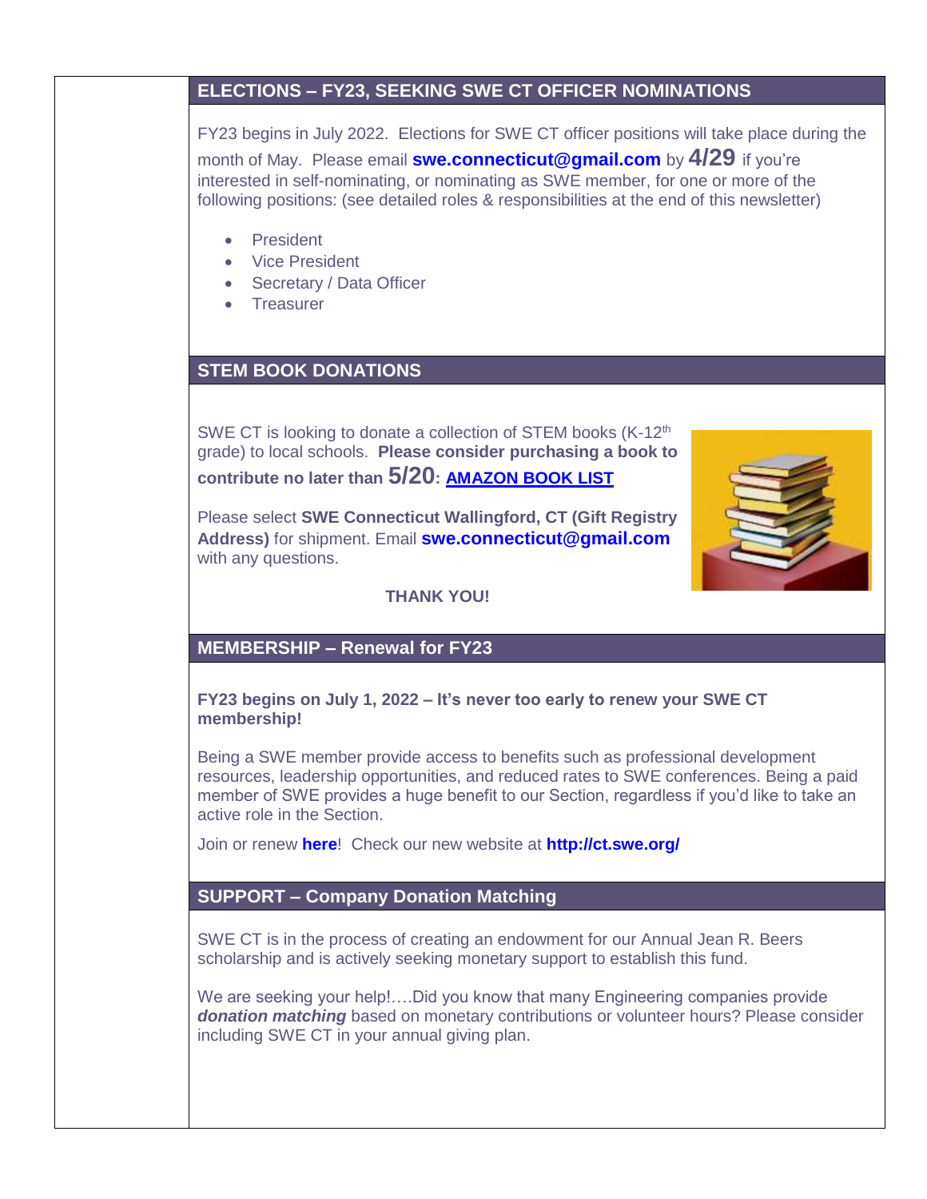## ELECTIONS – FY23, SEEKING SWE CT OFFICER NOMINATIONS

FY23 begins in July 2022. Elections for SWE CT officer positions will take place during the month of May. Please email **swe.connecticut@gmail.com** by **4/29** if you're interested in self-nominating, or nominating as SWE member, for one or more of the following positions: (see detailed roles & responsibilities at the end of this newsletter)

- President
- Vice President
- Secretary / Data Officer
- Treasurer

## STEM BOOK DONATIONS

SWE CT is looking to donate a collection of STEM books (K-12th grade) to local schools. **Please consider purchasing a book to contribute no later than 5/20: [AMAZON BOOK LIST]**

Please select **SWE Connecticut Wallingford, CT (Gift Registry Address)** for shipment. Email **swe.connecticut@gmail.com** with any questions.

**THANK YOU!**

## MEMBERSHIP – Renewal for FY23

**FY23 begins on July 1, 2022 – It's never too early to renew your SWE CT membership!**

Being a SWE member provide access to benefits such as professional development resources, leadership opportunities, and reduced rates to SWE conferences. Being a paid member of SWE provides a huge benefit to our Section, regardless if you'd like to take an active role in the Section.

Join or renew **here**! Check our new website at **http://ct.swe.org/**

## SUPPORT – Company Donation Matching

SWE CT is in the process of creating an endowment for our Annual Jean R. Beers scholarship and is actively seeking monetary support to establish this fund.

We are seeking your help!….Did you know that many Engineering companies provide ***donation matching*** based on monetary contributions or volunteer hours? Please consider including SWE CT in your annual giving plan.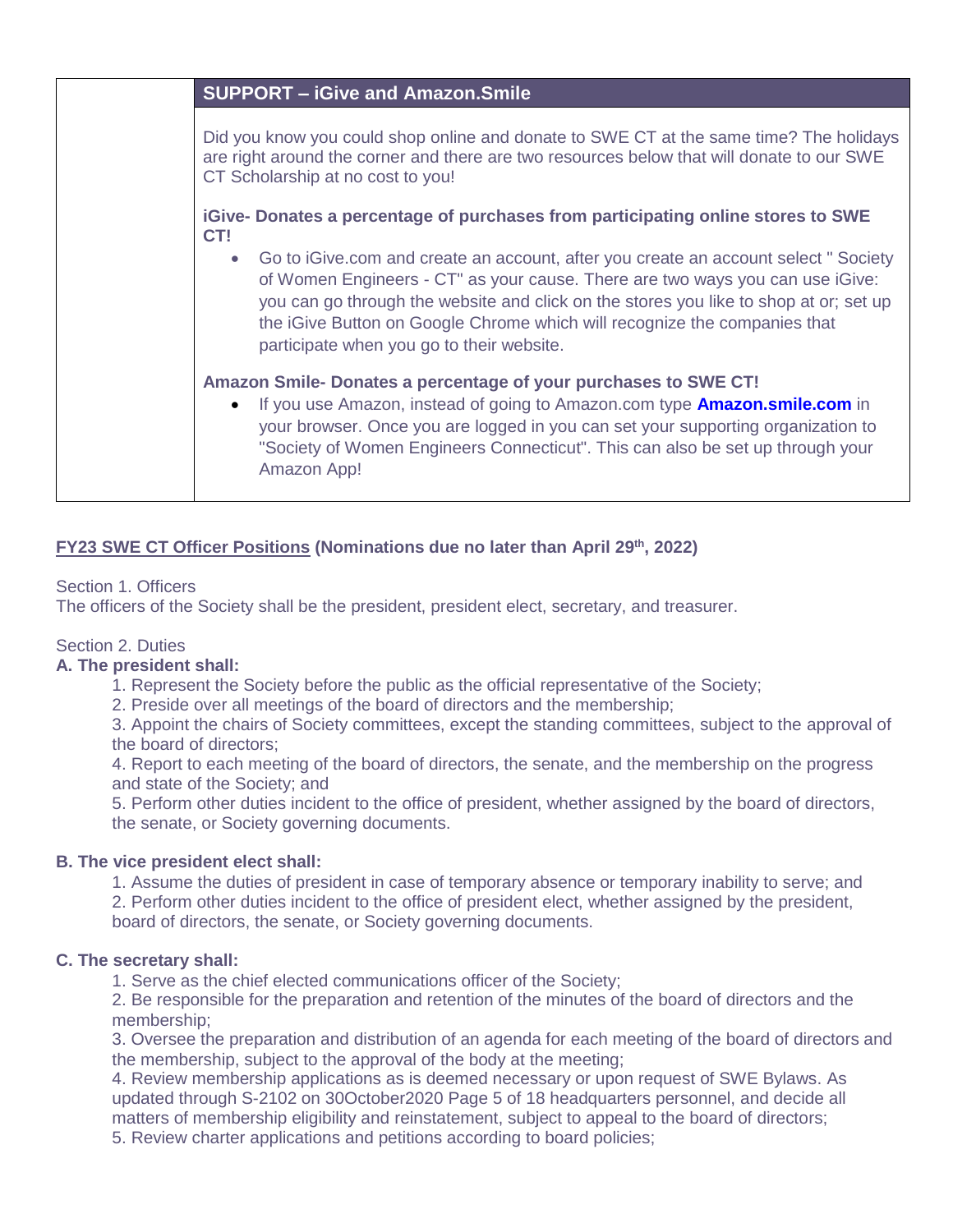| | SUPPORT – iGive and Amazon.Smile |
|---|---|
| | Did you know you could shop online and donate to SWE CT at the same time? The holidays are right around the corner and there are two resources below that will donate to our SWE CT Scholarship at no cost to you!<br><br>**iGive- Donates a percentage of purchases from participating online stores to SWE CT!**<br>• Go to iGive.com and create an account, after you create an account select " Society of Women Engineers - CT" as your cause. There are two ways you can use iGive: you can go through the website and click on the stores you like to shop at or; set up the iGive Button on Google Chrome which will recognize the companies that participate when you go to their website.<br><br>**Amazon Smile- Donates a percentage of your purchases to SWE CT!**<br>• If you use Amazon, instead of going to Amazon.com type **Amazon.smile.com** in your browser. Once you are logged in you can set your supporting organization to "Society of Women Engineers Connecticut". This can also be set up through your Amazon App! |

**<u>FY23 SWE CT Officer Positions</u> (Nominations due no later than April 29th, 2022)**

Section 1. Officers
The officers of the Society shall be the president, president elect, secretary, and treasurer.

Section 2. Duties

**A. The president shall:**

1. Represent the Society before the public as the official representative of the Society;
2. Preside over all meetings of the board of directors and the membership;
3. Appoint the chairs of Society committees, except the standing committees, subject to the approval of the board of directors;
4. Report to each meeting of the board of directors, the senate, and the membership on the progress and state of the Society; and
5. Perform other duties incident to the office of president, whether assigned by the board of directors, the senate, or Society governing documents.

**B. The vice president elect shall:**

1. Assume the duties of president in case of temporary absence or temporary inability to serve; and
2. Perform other duties incident to the office of president elect, whether assigned by the president, board of directors, the senate, or Society governing documents.

**C. The secretary shall:**

1. Serve as the chief elected communications officer of the Society;
2. Be responsible for the preparation and retention of the minutes of the board of directors and the membership;
3. Oversee the preparation and distribution of an agenda for each meeting of the board of directors and the membership, subject to the approval of the body at the meeting;
4. Review membership applications as is deemed necessary or upon request of SWE Bylaws. As updated through S-2102 on 30October2020 Page 5 of 18 headquarters personnel, and decide all matters of membership eligibility and reinstatement, subject to appeal to the board of directors;
5. Review charter applications and petitions according to board policies;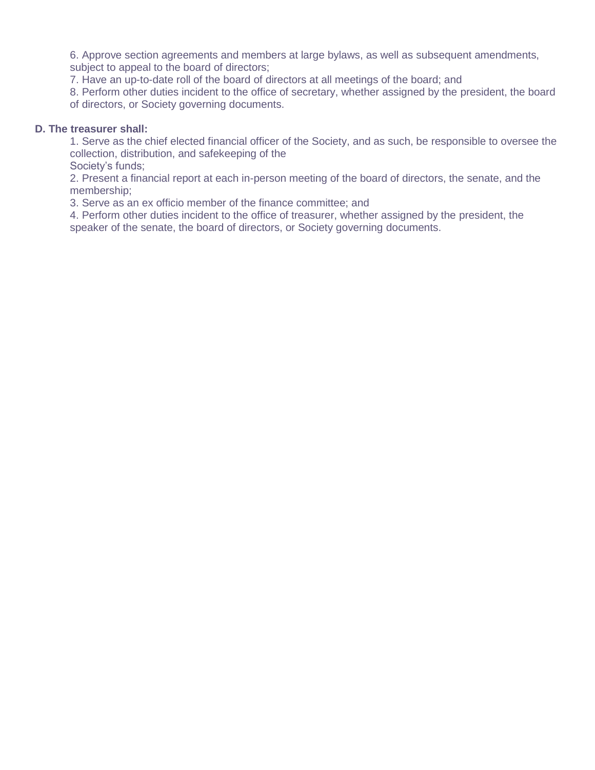6. Approve section agreements and members at large bylaws, as well as subsequent amendments, subject to appeal to the board of directors;

7. Have an up-to-date roll of the board of directors at all meetings of the board; and

8. Perform other duties incident to the office of secretary, whether assigned by the president, the board of directors, or Society governing documents.

**D. The treasurer shall:**

1. Serve as the chief elected financial officer of the Society, and as such, be responsible to oversee the collection, distribution, and safekeeping of the Society's funds;

2. Present a financial report at each in-person meeting of the board of directors, the senate, and the membership;

3. Serve as an ex officio member of the finance committee; and

4. Perform other duties incident to the office of treasurer, whether assigned by the president, the speaker of the senate, the board of directors, or Society governing documents.